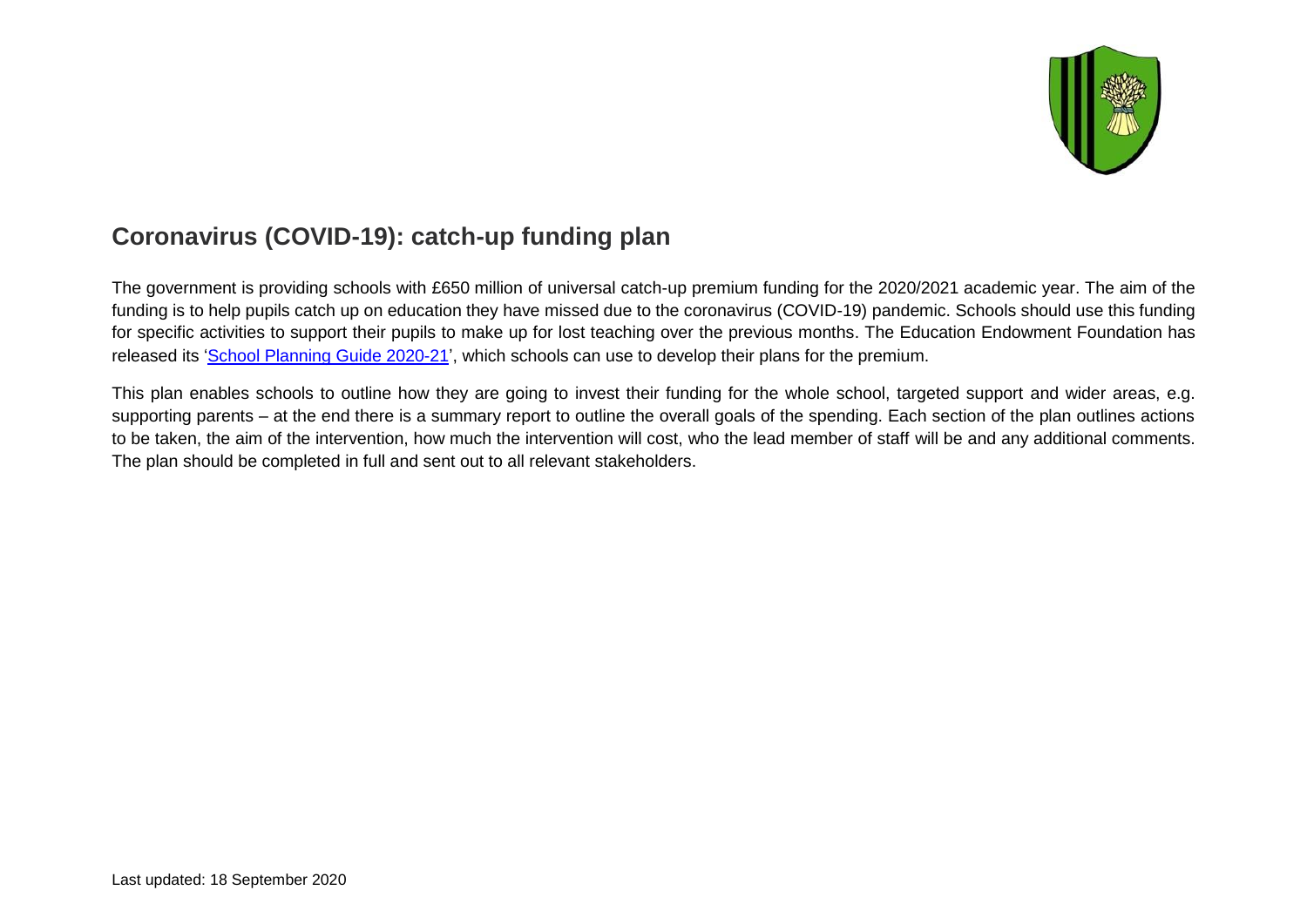## Coronavirus (COVID-19): catch-up funding plan

The government is providing schools with £650 million of universal catch-up premium funding for the 2020/2021 academic year. The aim of the funding is to help pupils catch up on education they have missed due to the coronavirus (COVID-19) pandemic. Schools should use this funding for specific activities to support their pupils to make up for lost teaching over the previous months. The Education Endowment Foundation has released its 'School Planning Guide 2020-21', which schools can use to develop their plans for the premium.

This plan enables schools to outline how they are going to invest their funding for the whole school, targeted support and wider areas, e.g. supporting parents – at the end there is a summary report to outline the overall goals of the spending. Each section of the plan outlines actions to be taken, the aim of the intervention, how much the intervention will cost, who the lead member of staff will be and any additional comments. The plan should be completed in full and sent out to all relevant stakeholders.

Last updated: 18 September 2020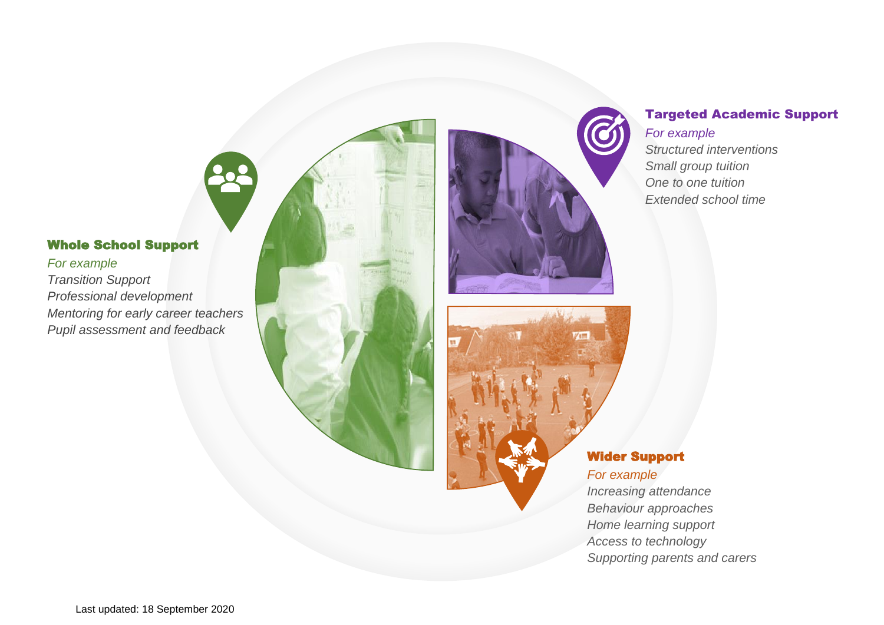### Whole School Support

*For example*

*Transition Support*
*Professional development*
*Mentoring for early career teachers*
*Pupil assessment and feedback*

### Targeted Academic Support

*For example*

*Structured interventions*
*Small group tuition*
*One to one tuition*
*Extended school time*

### Wider Support

*For example*

*Increasing attendance*
*Behaviour approaches*
*Home learning support*
*Access to technology*
*Supporting parents and carers*

Last updated: 18 September 2020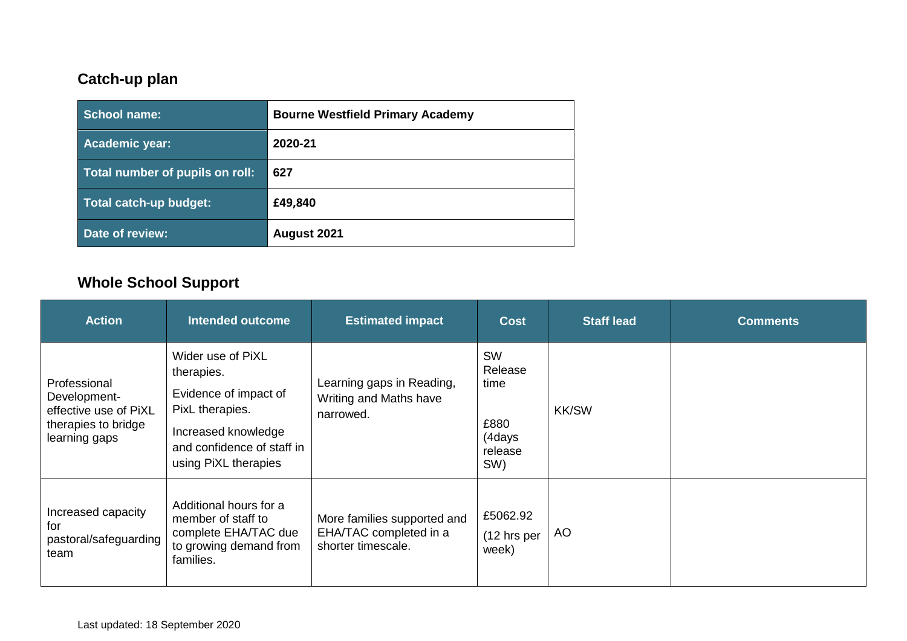## Catch-up plan

| School name: | Bourne Westfield Primary Academy |
|---|---|
| Academic year: | 2020-21 |
| Total number of pupils on roll: | 627 |
| Total catch-up budget: | £49,840 |
| Date of review: | August 2021 |

## Whole School Support

| Action | Intended outcome | Estimated impact | Cost | Staff lead | Comments |
|---|---|---|---|---|---|
| Professional Development- effective use of PiXL therapies to bridge learning gaps | Wider use of PiXL therapies. Evidence of impact of PixL therapies. Increased knowledge and confidence of staff in using PiXL therapies | Learning gaps in Reading, Writing and Maths have narrowed. | SW Release time £880 (4days release SW) | KK/SW | |
| Increased capacity for pastoral/safeguarding team | Additional hours for a member of staff to complete EHA/TAC due to growing demand from families. | More families supported and EHA/TAC completed in a shorter timescale. | £5062.92 (12 hrs per week) | AO | |

Last updated: 18 September 2020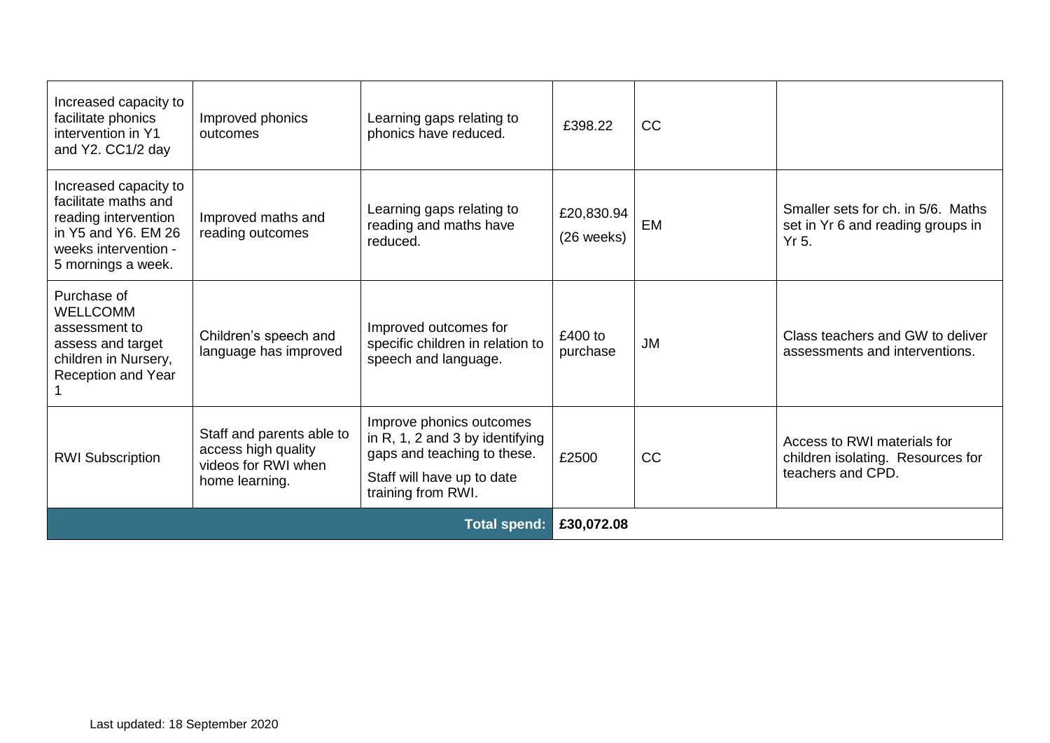| | | | | | |
|---|---|---|---|---|---|
| Increased capacity to facilitate phonics intervention in Y1 and Y2. CC1/2 day | Improved phonics outcomes | Learning gaps relating to phonics have reduced. | £398.22 | CC | |
| Increased capacity to facilitate maths and reading intervention in Y5 and Y6. EM 26 weeks intervention - 5 mornings a week. | Improved maths and reading outcomes | Learning gaps relating to reading and maths have reduced. | £20,830.94 (26 weeks) | EM | Smaller sets for ch. in 5/6. Maths set in Yr 6 and reading groups in Yr 5. |
| Purchase of WELLCOMM assessment to assess and target children in Nursery, Reception and Year 1 | Children's speech and language has improved | Improved outcomes for specific children in relation to speech and language. | £400 to purchase | JM | Class teachers and GW to deliver assessments and interventions. |
| RWI Subscription | Staff and parents able to access high quality videos for RWI when home learning. | Improve phonics outcomes in R, 1, 2 and 3 by identifying gaps and teaching to these. Staff will have up to date training from RWI. | £2500 | CC | Access to RWI materials for children isolating. Resources for teachers and CPD. |
| | | **Total spend:** | **£30,072.08** | | |

Last updated: 18 September 2020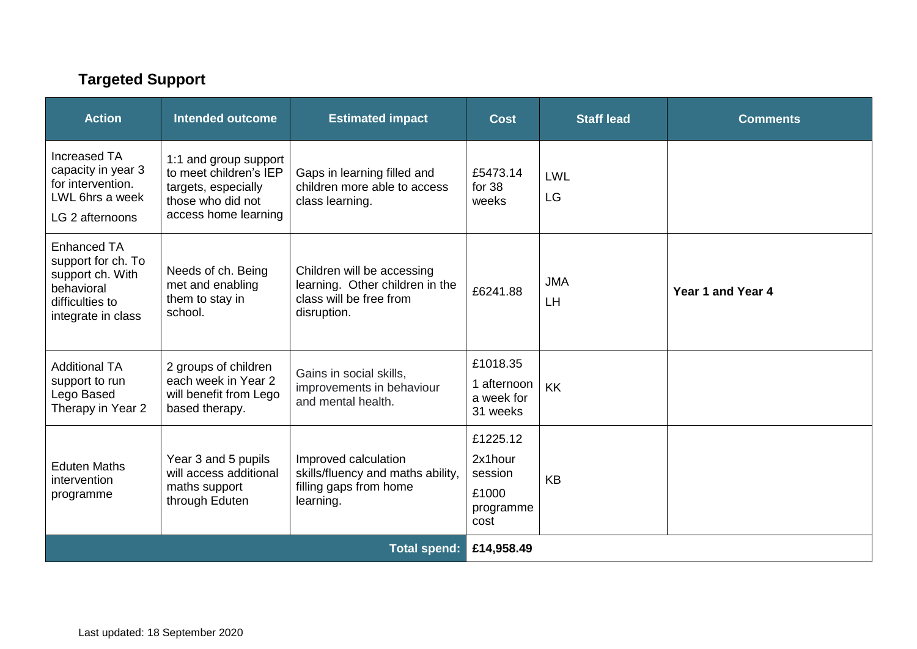## Targeted Support

| Action | Intended outcome | Estimated impact | Cost | Staff lead | Comments |
|---|---|---|---|---|---|
| Increased TA capacity in year 3 for intervention. LWL 6hrs a week<br>LG 2 afternoons | 1:1 and group support to meet children's IEP targets, especially those who did not access home learning | Gaps in learning filled and children more able to access class learning. | £5473.14 for 38 weeks | LWL<br>LG | |
| Enhanced TA support for ch. To support ch. With behavioral difficulties to integrate in class | Needs of ch. Being met and enabling them to stay in school. | Children will be accessing learning. Other children in the class will be free from disruption. | £6241.88 | JMA<br>LH | **Year 1 and Year 4** |
| Additional TA support to run Lego Based Therapy in Year 2 | 2 groups of children each week in Year 2 will benefit from Lego based therapy. | Gains in social skills, improvements in behaviour and mental health. | £1018.35<br>1 afternoon a week for 31 weeks | KK | |
| Eduten Maths intervention programme | Year 3 and 5 pupils will access additional maths support through Eduten | Improved calculation skills/fluency and maths ability, filling gaps from home learning. | £1225.12<br>2x1hour session<br>£1000 programme cost | KB | |
| | | **Total spend:** | **£14,958.49** | | |

Last updated: 18 September 2020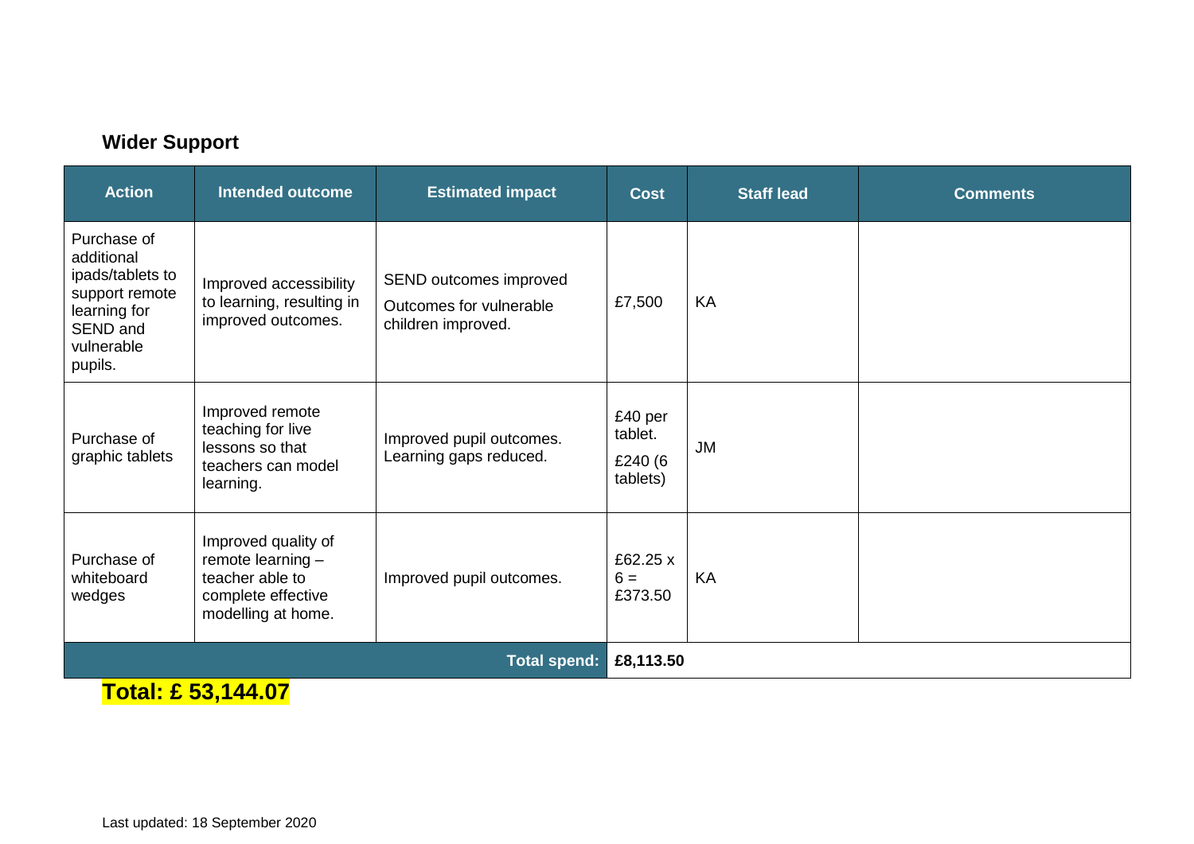## Wider Support

| Action | Intended outcome | Estimated impact | Cost | Staff lead | Comments |
|---|---|---|---|---|---|
| Purchase of additional ipads/tablets to support remote learning for SEND and vulnerable pupils. | Improved accessibility to learning, resulting in improved outcomes. | SEND outcomes improved<br>Outcomes for vulnerable children improved. | £7,500 | KA | |
| Purchase of graphic tablets | Improved remote teaching for live lessons so that teachers can model learning. | Improved pupil outcomes. Learning gaps reduced. | £40 per tablet.<br>£240 (6 tablets) | JM | |
| Purchase of whiteboard wedges | Improved quality of remote learning – teacher able to complete effective modelling at home. | Improved pupil outcomes. | £62.25 x 6 = £373.50 | KA | |
| | | **Total spend:** | **£8,113.50** | | |

**Total: £ 53,144.07**

Last updated: 18 September 2020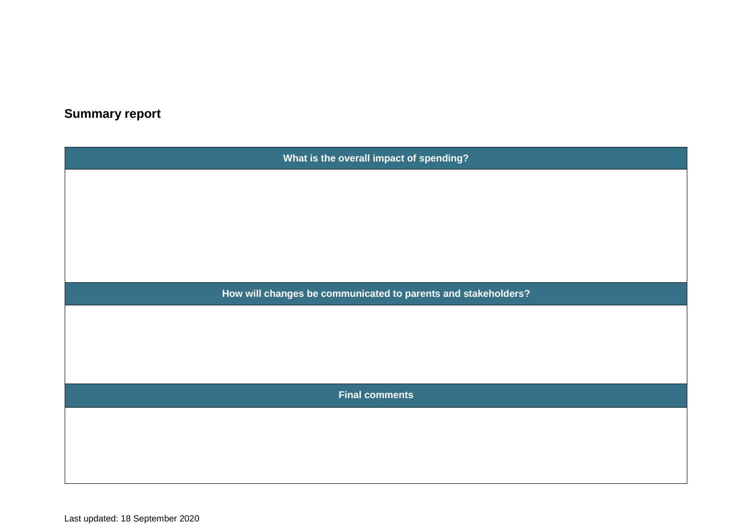## Summary report

| What is the overall impact of spending? |
| --- |
| |
| **How will changes be communicated to parents and stakeholders?** |
| |
| **Final comments** |
| |

Last updated: 18 September 2020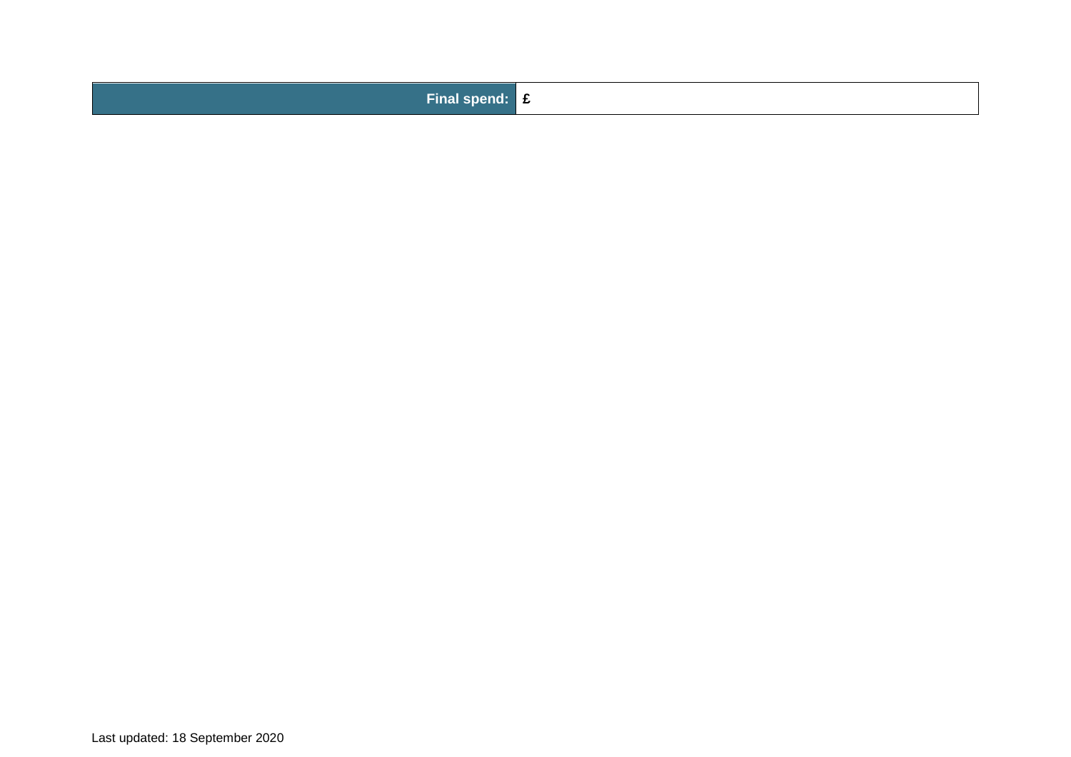| | |
|---|---|
| **Final spend:** | **£** |

Last updated: 18 September 2020